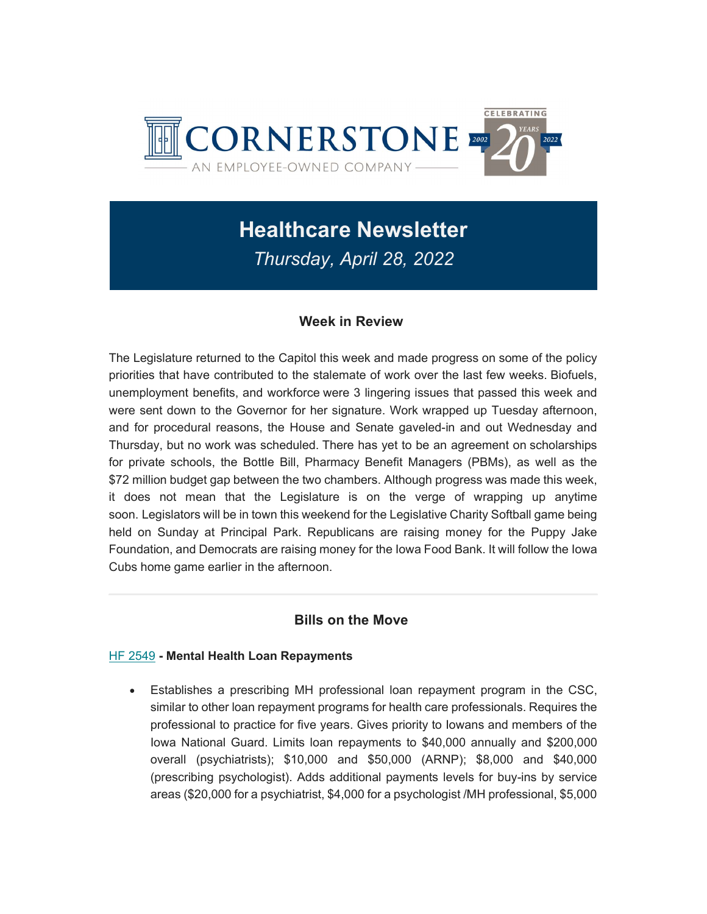# Healthcare Newsletter

*Thursday, April 28, 2022*

## Week in Review

The Legislature returned to the Capitol this week and made progress on some of the policy priorities that have contributed to the stalemate of work over the last few weeks. Biofuels, unemployment benefits, and workforce were 3 lingering issues that passed this week and were sent down to the Governor for her signature. Work wrapped up Tuesday afternoon, and for procedural reasons, the House and Senate gaveled-in and out Wednesday and Thursday, but no work was scheduled. There has yet to be an agreement on scholarships for private schools, the Bottle Bill, Pharmacy Benefit Managers (PBMs), as well as the $72 million budget gap between the two chambers. Although progress was made this week, it does not mean that the Legislature is on the verge of wrapping up anytime soon. Legislators will be in town this weekend for the Legislative Charity Softball game being held on Sunday at Principal Park. Republicans are raising money for the Puppy Jake Foundation, and Democrats are raising money for the Iowa Food Bank. It will follow the Iowa Cubs home game earlier in the afternoon.

---

## Bills on the Move

**HF 2549 - Mental Health Loan Repayments**

- Establishes a prescribing MH professional loan repayment program in the CSC, similar to other loan repayment programs for health care professionals. Requires the professional to practice for five years. Gives priority to Iowans and members of the Iowa National Guard. Limits loan repayments to $40,000 annually and $200,000 overall (psychiatrists); $10,000 and $50,000 (ARNP); $8,000 and $40,000 (prescribing psychologist). Adds additional payments levels for buy-ins by service areas ($20,000 for a psychiatrist, $4,000 for a psychologist /MH professional, $5,000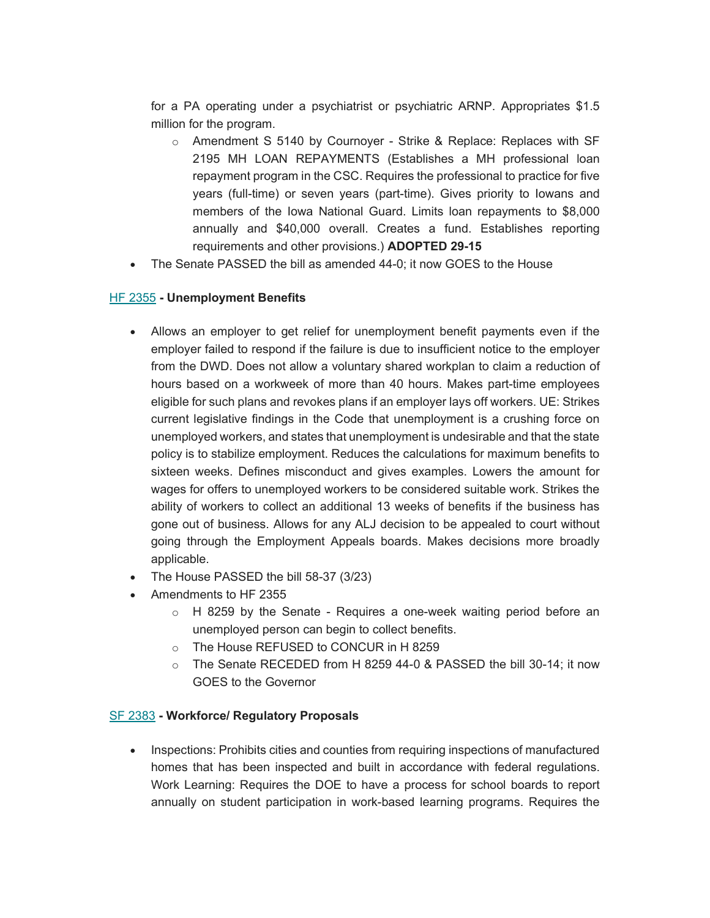for a PA operating under a psychiatrist or psychiatric ARNP. Appropriates $1.5 million for the program.

  - Amendment S 5140 by Cournoyer - Strike & Replace: Replaces with SF 2195 MH LOAN REPAYMENTS (Establishes a MH professional loan repayment program in the CSC. Requires the professional to practice for five years (full-time) or seven years (part-time). Gives priority to Iowans and members of the Iowa National Guard. Limits loan repayments to $8,000 annually and $40,000 overall. Creates a fund. Establishes reporting requirements and other provisions.) **ADOPTED 29-15**
- The Senate PASSED the bill as amended 44-0; it now GOES to the House

[HF 2355](#) **- Unemployment Benefits**

- Allows an employer to get relief for unemployment benefit payments even if the employer failed to respond if the failure is due to insufficient notice to the employer from the DWD. Does not allow a voluntary shared workplan to claim a reduction of hours based on a workweek of more than 40 hours. Makes part-time employees eligible for such plans and revokes plans if an employer lays off workers. UE: Strikes current legislative findings in the Code that unemployment is a crushing force on unemployed workers, and states that unemployment is undesirable and that the state policy is to stabilize employment. Reduces the calculations for maximum benefits to sixteen weeks. Defines misconduct and gives examples. Lowers the amount for wages for offers to unemployed workers to be considered suitable work. Strikes the ability of workers to collect an additional 13 weeks of benefits if the business has gone out of business. Allows for any ALJ decision to be appealed to court without going through the Employment Appeals boards. Makes decisions more broadly applicable.
- The House PASSED the bill 58-37 (3/23)
- Amendments to HF 2355
  - H 8259 by the Senate - Requires a one-week waiting period before an unemployed person can begin to collect benefits.
  - The House REFUSED to CONCUR in H 8259
  - The Senate RECEDED from H 8259 44-0 & PASSED the bill 30-14; it now GOES to the Governor

[SF 2383](#) **- Workforce/ Regulatory Proposals**

- Inspections: Prohibits cities and counties from requiring inspections of manufactured homes that has been inspected and built in accordance with federal regulations. Work Learning: Requires the DOE to have a process for school boards to report annually on student participation in work-based learning programs. Requires the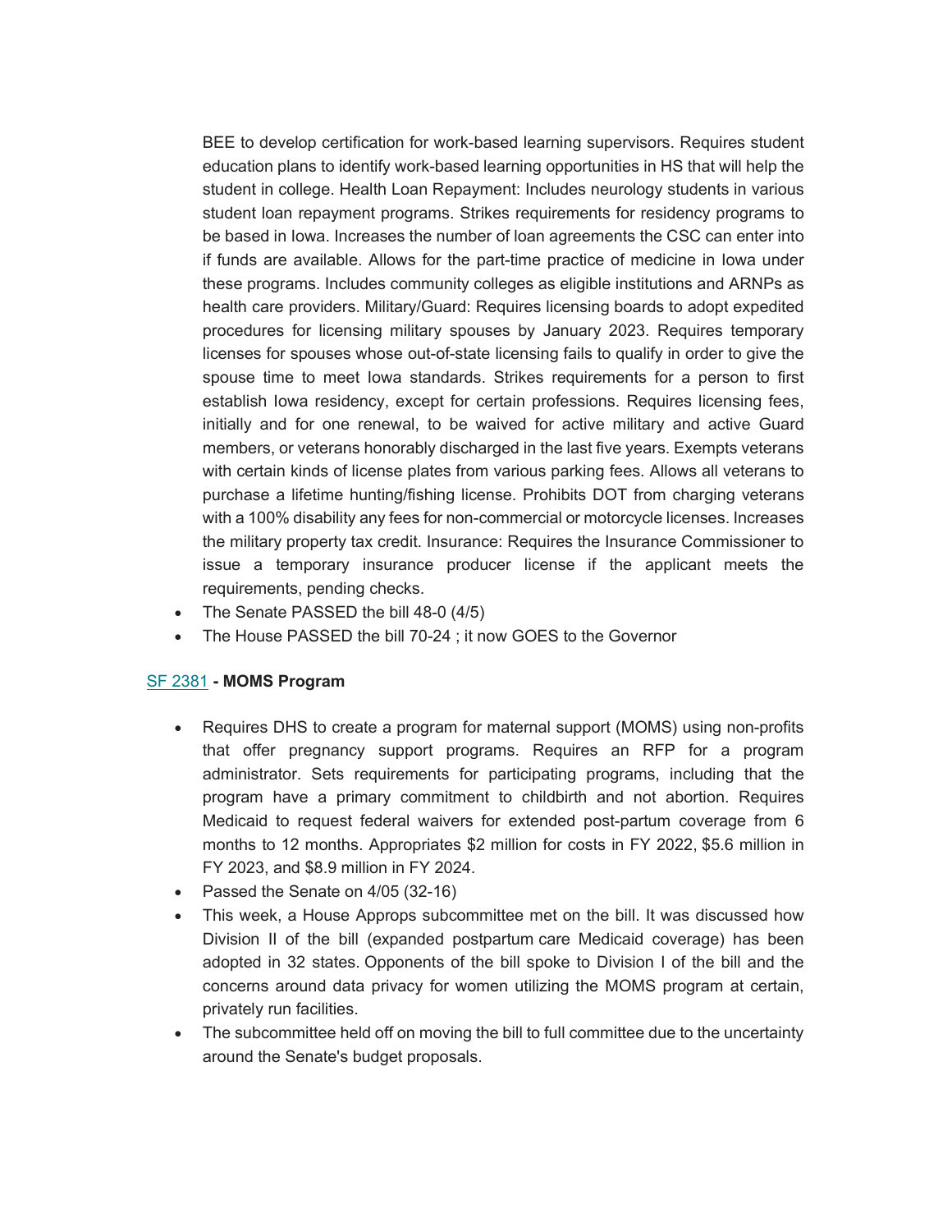BEE to develop certification for work-based learning supervisors. Requires student education plans to identify work-based learning opportunities in HS that will help the student in college. Health Loan Repayment: Includes neurology students in various student loan repayment programs. Strikes requirements for residency programs to be based in Iowa. Increases the number of loan agreements the CSC can enter into if funds are available. Allows for the part-time practice of medicine in Iowa under these programs. Includes community colleges as eligible institutions and ARNPs as health care providers. Military/Guard: Requires licensing boards to adopt expedited procedures for licensing military spouses by January 2023. Requires temporary licenses for spouses whose out-of-state licensing fails to qualify in order to give the spouse time to meet Iowa standards. Strikes requirements for a person to first establish Iowa residency, except for certain professions. Requires licensing fees, initially and for one renewal, to be waived for active military and active Guard members, or veterans honorably discharged in the last five years. Exempts veterans with certain kinds of license plates from various parking fees. Allows all veterans to purchase a lifetime hunting/fishing license. Prohibits DOT from charging veterans with a 100% disability any fees for non-commercial or motorcycle licenses. Increases the military property tax credit. Insurance: Requires the Insurance Commissioner to issue a temporary insurance producer license if the applicant meets the requirements, pending checks.

- The Senate PASSED the bill 48-0 (4/5)
- The House PASSED the bill 70-24 ; it now GOES to the Governor

**SF 2381 - MOMS Program**

- Requires DHS to create a program for maternal support (MOMS) using non-profits that offer pregnancy support programs. Requires an RFP for a program administrator. Sets requirements for participating programs, including that the program have a primary commitment to childbirth and not abortion. Requires Medicaid to request federal waivers for extended post-partum coverage from 6 months to 12 months. Appropriates $2 million for costs in FY 2022, $5.6 million in FY 2023, and $8.9 million in FY 2024.
- Passed the Senate on 4/05 (32-16)
- This week, a House Approps subcommittee met on the bill. It was discussed how Division II of the bill (expanded postpartum care Medicaid coverage) has been adopted in 32 states. Opponents of the bill spoke to Division I of the bill and the concerns around data privacy for women utilizing the MOMS program at certain, privately run facilities.
- The subcommittee held off on moving the bill to full committee due to the uncertainty around the Senate's budget proposals.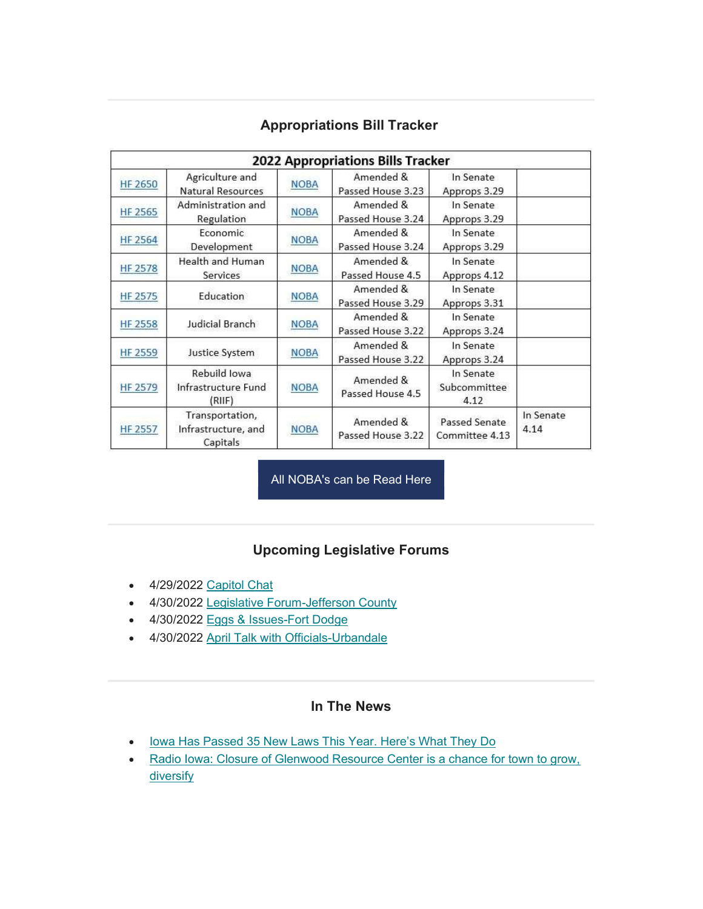## Appropriations Bill Tracker

| 2022 Appropriations Bills Tracker | | | | | |
|---|---|---|---|---|---|
| HF 2650 | Agriculture and Natural Resources | NOBA | Amended & Passed House 3.23 | In Senate Approps 3.29 | |
| HF 2565 | Administration and Regulation | NOBA | Amended & Passed House 3.24 | In Senate Approps 3.29 | |
| HF 2564 | Economic Development | NOBA | Amended & Passed House 3.24 | In Senate Approps 3.29 | |
| HF 2578 | Health and Human Services | NOBA | Amended & Passed House 4.5 | In Senate Approps 4.12 | |
| HF 2575 | Education | NOBA | Amended & Passed House 3.29 | In Senate Approps 3.31 | |
| HF 2558 | Judicial Branch | NOBA | Amended & Passed House 3.22 | In Senate Approps 3.24 | |
| HF 2559 | Justice System | NOBA | Amended & Passed House 3.22 | In Senate Approps 3.24 | |
| HF 2579 | Rebuild Iowa Infrastructure Fund (RIIF) | NOBA | Amended & Passed House 4.5 | In Senate Subcommittee 4.12 | |
| HF 2557 | Transportation, Infrastructure, and Capitals | NOBA | Amended & Passed House 3.22 | Passed Senate Committee 4.13 | In Senate 4.14 |

All NOBA's can be Read Here

## Upcoming Legislative Forums

- 4/29/2022 Capitol Chat
- 4/30/2022 Legislative Forum-Jefferson County
- 4/30/2022 Eggs & Issues-Fort Dodge
- 4/30/2022 April Talk with Officials-Urbandale

## In The News

- Iowa Has Passed 35 New Laws This Year. Here's What They Do
- Radio Iowa: Closure of Glenwood Resource Center is a chance for town to grow, diversify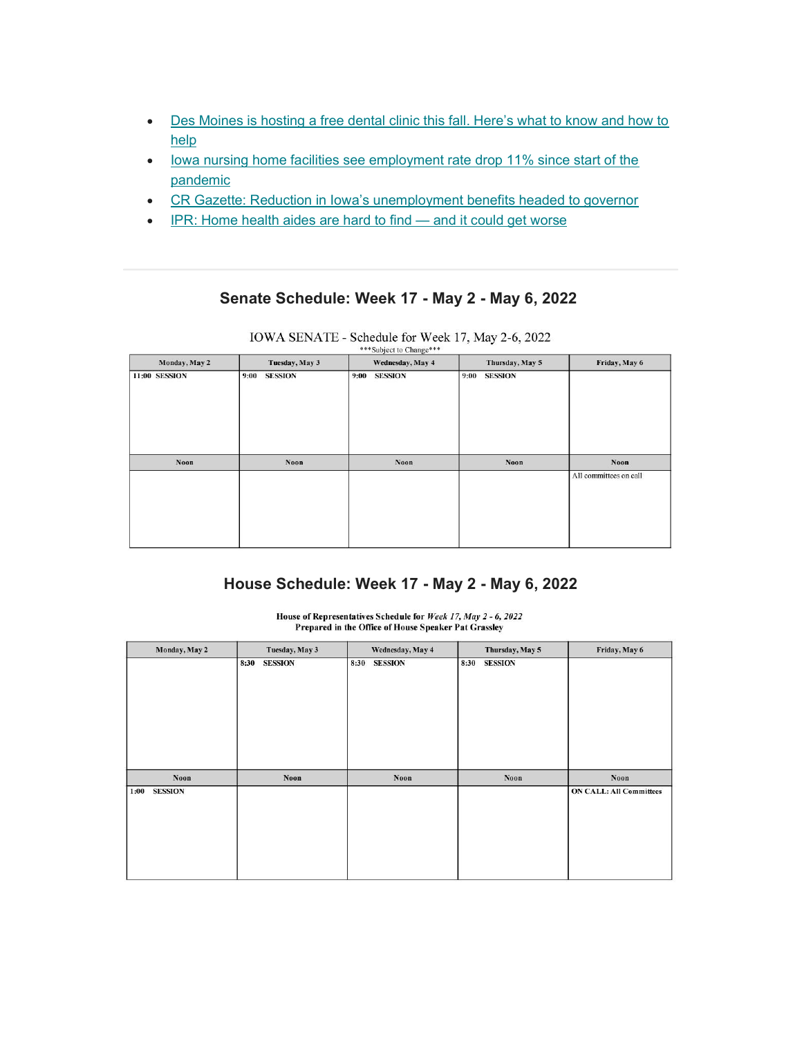- Des Moines is hosting a free dental clinic this fall. Here's what to know and how to help
- Iowa nursing home facilities see employment rate drop 11% since start of the pandemic
- CR Gazette: Reduction in Iowa's unemployment benefits headed to governor
- IPR: Home health aides are hard to find — and it could get worse

---

## Senate Schedule: Week 17 - May 2 - May 6, 2022

IOWA SENATE - Schedule for Week 17, May 2-6, 2022

***Subject to Change***

| Monday, May 2 | Tuesday, May 3 | Wednesday, May 4 | Thursday, May 5 | Friday, May 6 |
|---|---|---|---|---|
| 11:00 SESSION | 9:00 SESSION | 9:00 SESSION | 9:00 SESSION | |
| **Noon** | **Noon** | **Noon** | **Noon** | **Noon** |
| | | | | All committees on call |

## House Schedule: Week 17 - May 2 - May 6, 2022

**House of Representatives Schedule for *Week 17, May 2 - 6, 2022***
**Prepared in the Office of House Speaker Pat Grassley**

| Monday, May 2 | Tuesday, May 3 | Wednesday, May 4 | Thursday, May 5 | Friday, May 6 |
|---|---|---|---|---|
| | 8:30 SESSION | 8:30 SESSION | 8:30 SESSION | |
| **Noon** | **Noon** | **Noon** | **Noon** | **Noon** |
| 1:00 SESSION | | | | ON CALL: All Committees |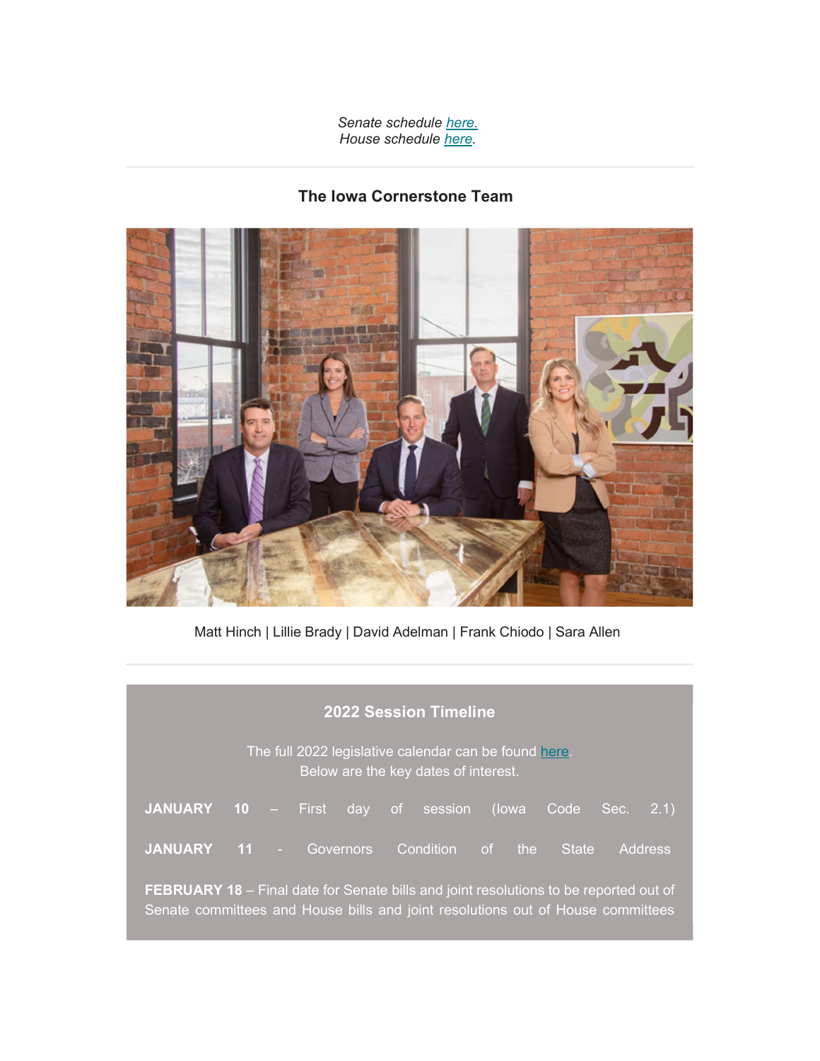*Senate schedule here.*
*House schedule here.*

---

### The Iowa Cornerstone Team

Matt Hinch | Lillie Brady | David Adelman | Frank Chiodo | Sara Allen

---

### 2022 Session Timeline

The full 2022 legislative calendar can be found here.
Below are the key dates of interest.

**JANUARY 10** – First day of session (Iowa Code Sec. 2.1)

**JANUARY 11** - Governors Condition of the State Address

**FEBRUARY 18** – Final date for Senate bills and joint resolutions to be reported out of Senate committees and House bills and joint resolutions out of House committees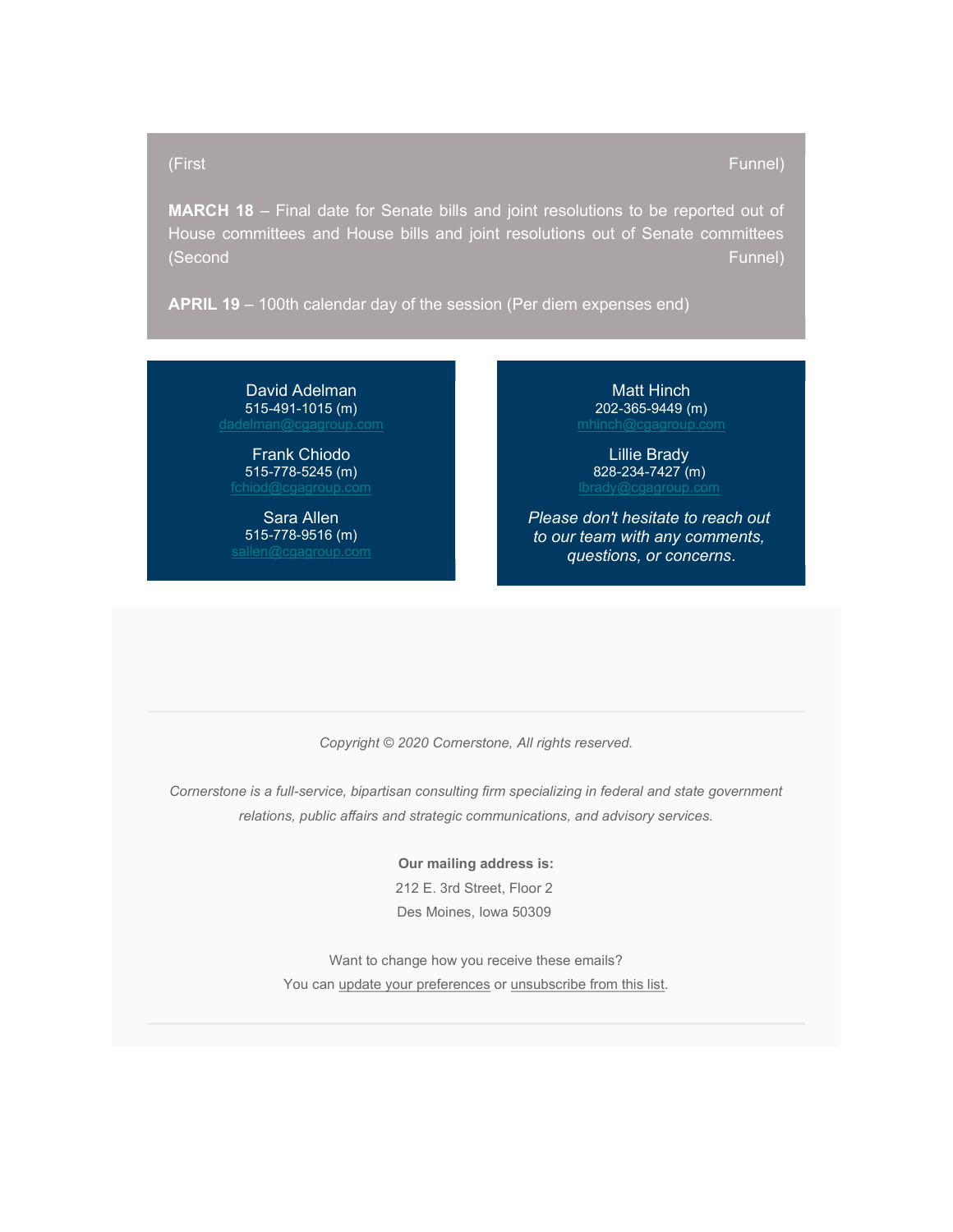(First Funnel)

**MARCH 18** – Final date for Senate bills and joint resolutions to be reported out of House committees and House bills and joint resolutions out of Senate committees (Second Funnel)

**APRIL 19** – 100th calendar day of the session (Per diem expenses end)

David Adelman
515-491-1015 (m)
dadelman@cgagroup.com

Frank Chiodo
515-778-5245 (m)
fchiod@cgagroup.com

Sara Allen
515-778-9516 (m)
sallen@cgagroup.com

Matt Hinch
202-365-9449 (m)
mhinch@cgagroup.com

Lillie Brady
828-234-7427 (m)
lbrady@cgagroup.com

*Please don't hesitate to reach out to our team with any comments, questions, or concerns.*

*Copyright © 2020 Cornerstone, All rights reserved.*

*Cornerstone is a full-service, bipartisan consulting firm specializing in federal and state government relations, public affairs and strategic communications, and advisory services.*

**Our mailing address is:**
212 E. 3rd Street, Floor 2
Des Moines, Iowa 50309

Want to change how you receive these emails?
You can update your preferences or unsubscribe from this list.